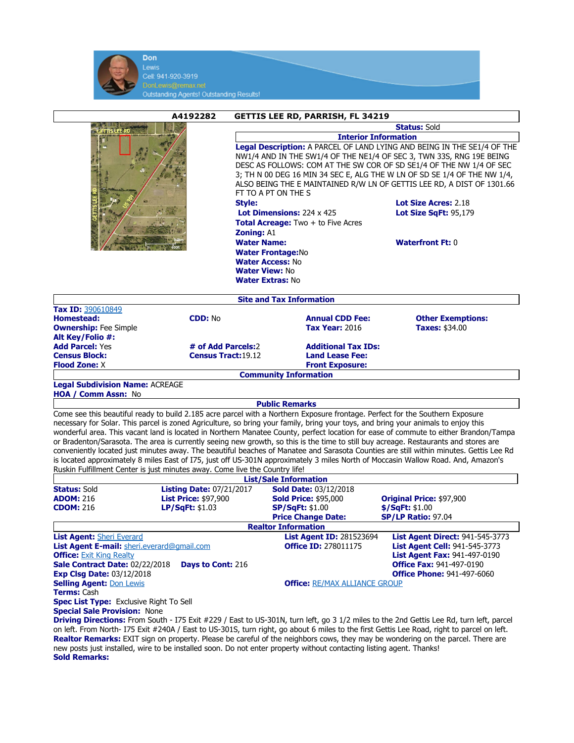**Don**
Lewis
Cell: 941-920-3919
DonLewis@remax.net
Outstanding Agents! Outstanding Results!

## A4192282 GETTIS LEE RD, PARRISH, FL 34219

**Status:** Sold

### Interior Information

**Legal Description:** A PARCEL OF LAND LYING AND BEING IN THE SE1/4 OF THE NW1/4 AND IN THE SW1/4 OF THE NE1/4 OF SEC 3, TWN 33S, RNG 19E BEING DESC AS FOLLOWS: COM AT THE SW COR OF SD SE1/4 OF THE NW 1/4 OF SEC 3; TH N 00 DEG 16 MIN 34 SEC E, ALG THE W LN OF SD SE 1/4 OF THE NW 1/4, ALSO BEING THE E MAINTAINED R/W LN OF GETTIS LEE RD, A DIST OF 1301.66 FT TO A PT ON THE S

**Style:**
**Lot Size Acres:** 2.18
**Lot Dimensions:** 224 x 425
**Lot Size SqFt:** 95,179
**Total Acreage:** Two + to Five Acres
**Zoning:** A1
**Water Name:**
**Waterfront Ft:** 0
**Water Frontage:**No
**Water Access:** No
**Water View:** No
**Water Extras:** No

### Site and Tax Information

**Tax ID:** 390610849
**Homestead:**
**CDD:** No
**Annual CDD Fee:**
**Other Exemptions:**
**Ownership:** Fee Simple
**Tax Year:** 2016
**Taxes:** $34.00
**Alt Key/Folio #:**
**Add Parcel:** Yes
**# of Add Parcels:**2
**Additional Tax IDs:**
**Census Block:**
**Census Tract:**19.12
**Land Lease Fee:**
**Flood Zone:** X
**Front Exposure:**

### Community Information

**Legal Subdivision Name:** ACREAGE
**HOA / Comm Assn:** No

### Public Remarks

Come see this beautiful ready to build 2.185 acre parcel with a Northern Exposure frontage. Perfect for the Southern Exposure necessary for Solar. This parcel is zoned Agriculture, so bring your family, bring your toys, and bring your animals to enjoy this wonderful area. This vacant land is located in Northern Manatee County, perfect location for ease of commute to either Brandon/Tampa or Bradenton/Sarasota. The area is currently seeing new growth, so this is the time to still buy acreage. Restaurants and stores are conveniently located just minutes away. The beautiful beaches of Manatee and Sarasota Counties are still within minutes. Gettis Lee Rd is located approximately 8 miles East of I75, just off US-301N approximately 3 miles North of Moccasin Wallow Road. And, Amazon's Ruskin Fulfillment Center is just minutes away. Come live the Country life!

### List/Sale Information

**Status:** Sold
**Listing Date:** 07/21/2017
**Sold Date:** 03/12/2018
**ADOM:** 216
**List Price:** $97,900
**Sold Price:** $95,000
**Original Price:** $97,900
**CDOM:** 216
**LP/SqFt:** $1.03
**SP/SqFt:** $1.00
**$/SqFt:** $1.00
**Price Change Date:**
**SP/LP Ratio:** 97.04

### Realtor Information

**List Agent:** Sheri Everard
**List Agent ID:** 281523694
**List Agent Direct:** 941-545-3773
**List Agent E-mail:** sheri.everard@gmail.com
**Office ID:** 278011175
**List Agent Cell:** 941-545-3773
**Office:** Exit King Realty
**List Agent Fax:** 941-497-0190
**Sale Contract Date:** 02/22/2018
**Days to Cont:** 216
**Office Fax:** 941-497-0190
**Exp Clsg Date:** 03/12/2018
**Office Phone:** 941-497-6060
**Selling Agent:** Don Lewis
**Office:** RE/MAX ALLIANCE GROUP
**Terms:** Cash
**Spec List Type:** Exclusive Right To Sell
**Special Sale Provision:** None
**Driving Directions:** From South - I75 Exit #229 / East to US-301N, turn left, go 3 1/2 miles to the 2nd Gettis Lee Rd, turn left, parcel on left. From North- I75 Exit #240A / East to US-301S, turn right, go about 6 miles to the first Gettis Lee Road, right to parcel on left.
**Realtor Remarks:** EXIT sign on property. Please be careful of the neighbors cows, they may be wondering on the parcel. There are new posts just installed, wire to be installed soon. Do not enter property without contacting listing agent. Thanks!
**Sold Remarks:**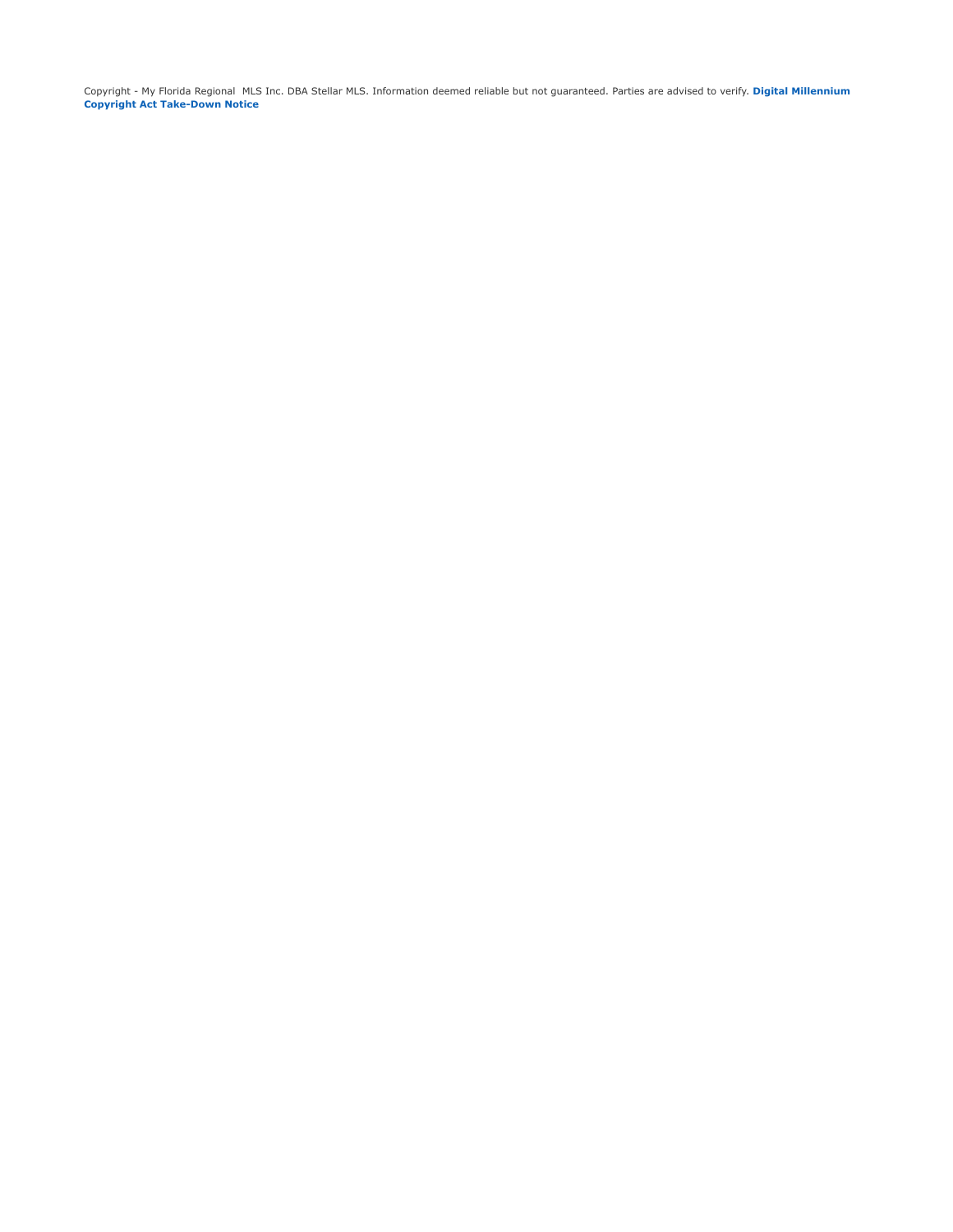Copyright - My Florida Regional MLS Inc. DBA Stellar MLS. Information deemed reliable but not guaranteed. Parties are advised to verify. **Digital Millennium Copyright Act Take-Down Notice**